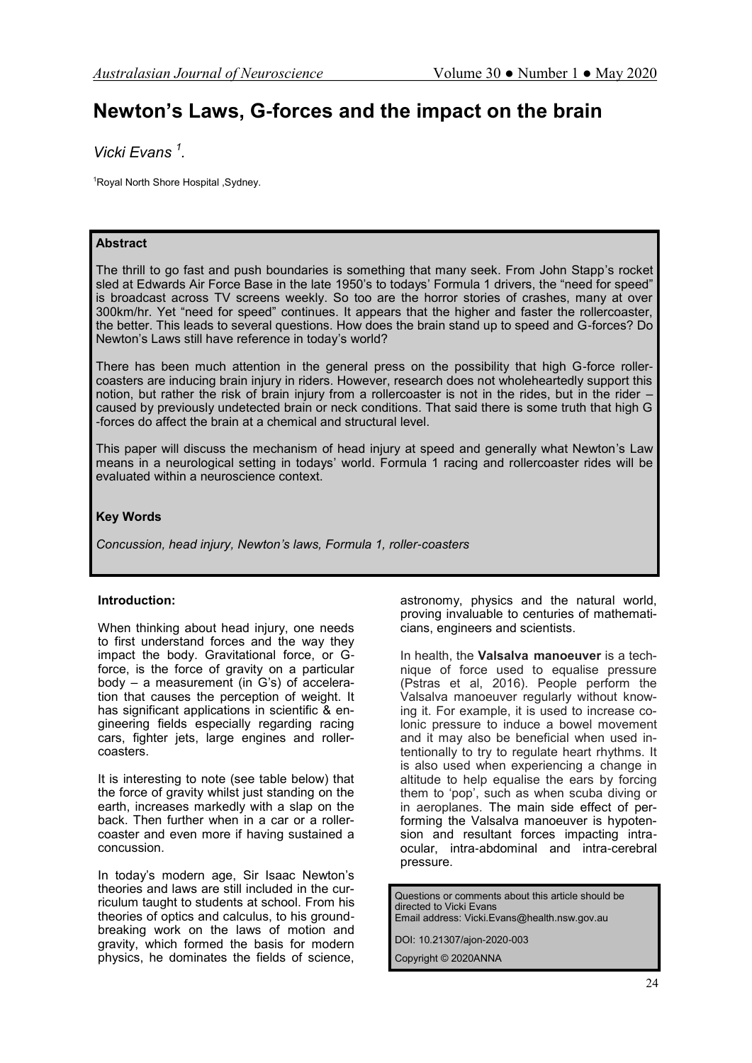# Newton's Laws, G-forces and the impact on the brain

*Vicki Evans [1].*

[1]Royal North Shore Hospital ,Sydney.

**Abstract**

The thrill to go fast and push boundaries is something that many seek. From John Stapp's rocket sled at Edwards Air Force Base in the late 1950's to todays' Formula 1 drivers, the "need for speed" is broadcast across TV screens weekly. So too are the horror stories of crashes, many at over 300km/hr. Yet "need for speed" continues. It appears that the higher and faster the rollercoaster, the better. This leads to several questions. How does the brain stand up to speed and G-forces? Do Newton's Laws still have reference in today's world?

There has been much attention in the general press on the possibility that high G-force roller-coasters are inducing brain injury in riders. However, research does not wholeheartedly support this notion, but rather the risk of brain injury from a rollercoaster is not in the rides, but in the rider – caused by previously undetected brain or neck conditions. That said there is some truth that high G-forces do affect the brain at a chemical and structural level.

This paper will discuss the mechanism of head injury at speed and generally what Newton's Law means in a neurological setting in todays' world. Formula 1 racing and rollercoaster rides will be evaluated within a neuroscience context.

**Key Words**

*Concussion, head injury, Newton's laws, Formula 1, roller-coasters*

**Introduction:**

When thinking about head injury, one needs to first understand forces and the way they impact the body. Gravitational force, or G-force, is the force of gravity on a particular body – a measurement (in G's) of acceleration that causes the perception of weight. It has significant applications in scientific & engineering fields especially regarding racing cars, fighter jets, large engines and roller-coasters.

It is interesting to note (see table below) that the force of gravity whilst just standing on the earth, increases markedly with a slap on the back. Then further when in a car or a roller-coaster and even more if having sustained a concussion.

In today's modern age, Sir Isaac Newton's theories and laws are still included in the curriculum taught to students at school. From his theories of optics and calculus, to his ground-breaking work on the laws of motion and gravity, which formed the basis for modern physics, he dominates the fields of science, astronomy, physics and the natural world, proving invaluable to centuries of mathematicians, engineers and scientists.

In health, the **Valsalva manoeuver** is a technique of force used to equalise pressure (Pstras et al, 2016). People perform the Valsalva manoeuver regularly without knowing it. For example, it is used to increase colonic pressure to induce a bowel movement and it may also be beneficial when used intentionally to try to regulate heart rhythms. It is also used when experiencing a change in altitude to help equalise the ears by forcing them to 'pop', such as when scuba diving or in aeroplanes. The main side effect of performing the Valsalva manoeuver is hypotension and resultant forces impacting intra-ocular, intra-abdominal and intra-cerebral pressure.

Questions or comments about this article should be directed to Vicki Evans
Email address: Vicki.Evans@health.nsw.gov.au

DOI: 10.21307/ajon-2020-003

Copyright © 2020ANNA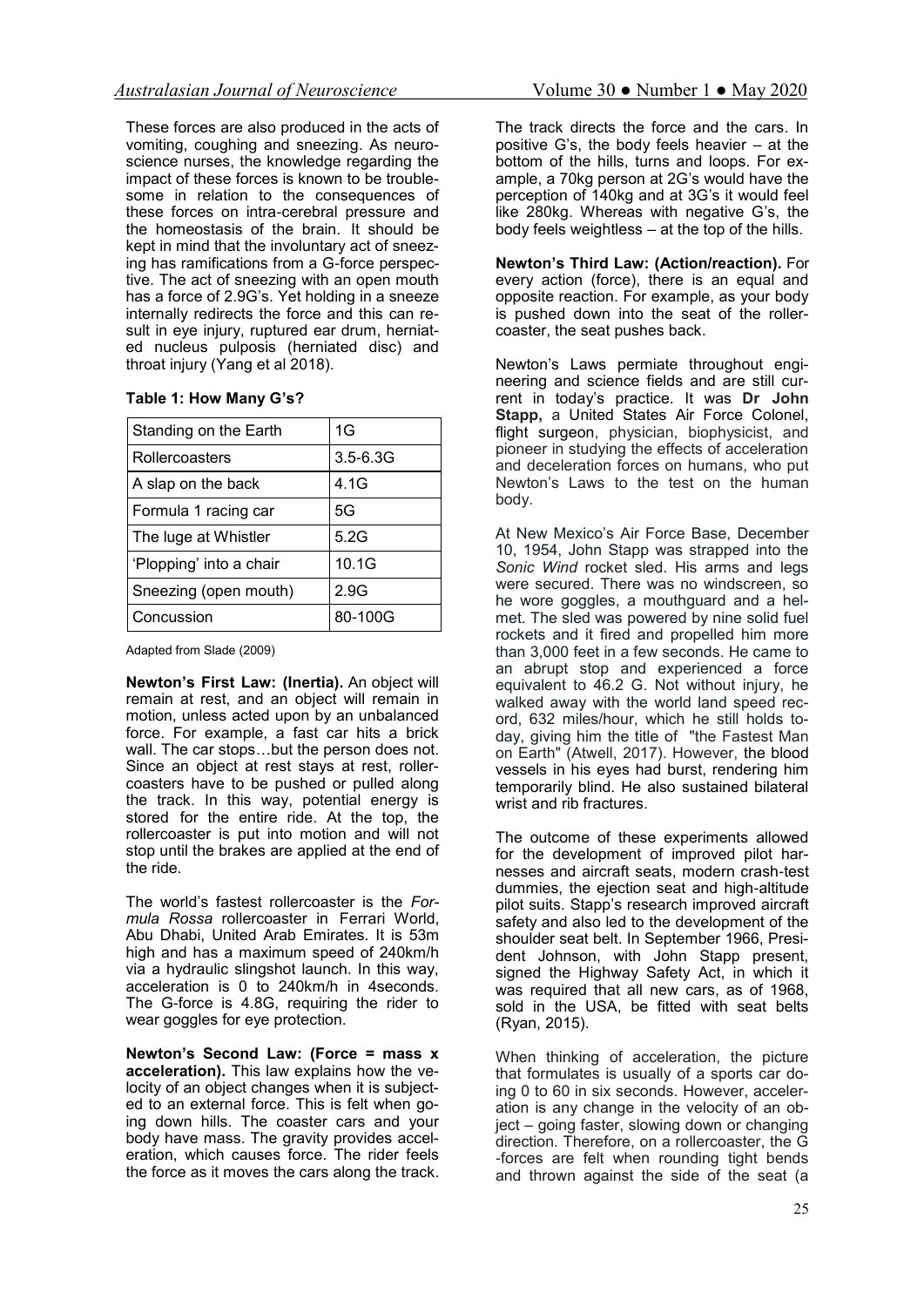These forces are also produced in the acts of vomiting, coughing and sneezing. As neuroscience nurses, the knowledge regarding the impact of these forces is known to be troublesome in relation to the consequences of these forces on intra-cerebral pressure and the homeostasis of the brain. It should be kept in mind that the involuntary act of sneezing has ramifications from a G-force perspective. The act of sneezing with an open mouth has a force of 2.9G's. Yet holding in a sneeze internally redirects the force and this can result in eye injury, ruptured ear drum, herniated nucleus pulposis (herniated disc) and throat injury (Yang et al 2018).

**Table 1: How Many G's?**

| Standing on the Earth | 1G |
|---|---|
| Rollercoasters | 3.5-6.3G |
| A slap on the back | 4.1G |
| Formula 1 racing car | 5G |
| The luge at Whistler | 5.2G |
| 'Plopping' into a chair | 10.1G |
| Sneezing (open mouth) | 2.9G |
| Concussion | 80-100G |

Adapted from Slade (2009)

**Newton's First Law: (Inertia).** An object will remain at rest, and an object will remain in motion, unless acted upon by an unbalanced force. For example, a fast car hits a brick wall. The car stops…but the person does not. Since an object at rest stays at rest, rollercoasters have to be pushed or pulled along the track. In this way, potential energy is stored for the entire ride. At the top, the rollercoaster is put into motion and will not stop until the brakes are applied at the end of the ride.

The world's fastest rollercoaster is the *Formula Rossa* rollercoaster in Ferrari World, Abu Dhabi, United Arab Emirates. It is 53m high and has a maximum speed of 240km/h via a hydraulic slingshot launch. In this way, acceleration is 0 to 240km/h in 4seconds. The G-force is 4.8G, requiring the rider to wear goggles for eye protection.

**Newton's Second Law: (Force = mass x acceleration).** This law explains how the velocity of an object changes when it is subjected to an external force. This is felt when going down hills. The coaster cars and your body have mass. The gravity provides acceleration, which causes force. The rider feels the force as it moves the cars along the track. The track directs the force and the cars. In positive G's, the body feels heavier – at the bottom of the hills, turns and loops. For example, a 70kg person at 2G's would have the perception of 140kg and at 3G's it would feel like 280kg. Whereas with negative G's, the body feels weightless – at the top of the hills.

**Newton's Third Law: (Action/reaction).** For every action (force), there is an equal and opposite reaction. For example, as your body is pushed down into the seat of the rollercoaster, the seat pushes back.

Newton's Laws permiate throughout engineering and science fields and are still current in today's practice. It was **Dr John Stapp,** a United States Air Force Colonel, flight surgeon, physician, biophysicist, and pioneer in studying the effects of acceleration and deceleration forces on humans, who put Newton's Laws to the test on the human body.

At New Mexico's Air Force Base, December 10, 1954, John Stapp was strapped into the *Sonic Wind* rocket sled. His arms and legs were secured. There was no windscreen, so he wore goggles, a mouthguard and a helmet. The sled was powered by nine solid fuel rockets and it fired and propelled him more than 3,000 feet in a few seconds. He came to an abrupt stop and experienced a force equivalent to 46.2 G. Not without injury, he walked away with the world land speed record, 632 miles/hour, which he still holds today, giving him the title of "the Fastest Man on Earth" (Atwell, 2017). However, the blood vessels in his eyes had burst, rendering him temporarily blind. He also sustained bilateral wrist and rib fractures.

The outcome of these experiments allowed for the development of improved pilot harnesses and aircraft seats, modern crash-test dummies, the ejection seat and high-altitude pilot suits. Stapp's research improved aircraft safety and also led to the development of the shoulder seat belt. In September 1966, President Johnson, with John Stapp present, signed the Highway Safety Act, in which it was required that all new cars, as of 1968, sold in the USA, be fitted with seat belts (Ryan, 2015).

When thinking of acceleration, the picture that formulates is usually of a sports car doing 0 to 60 in six seconds. However, acceleration is any change in the velocity of an object – going faster, slowing down or changing direction. Therefore, on a rollercoaster, the G-forces are felt when rounding tight bends and thrown against the side of the seat (a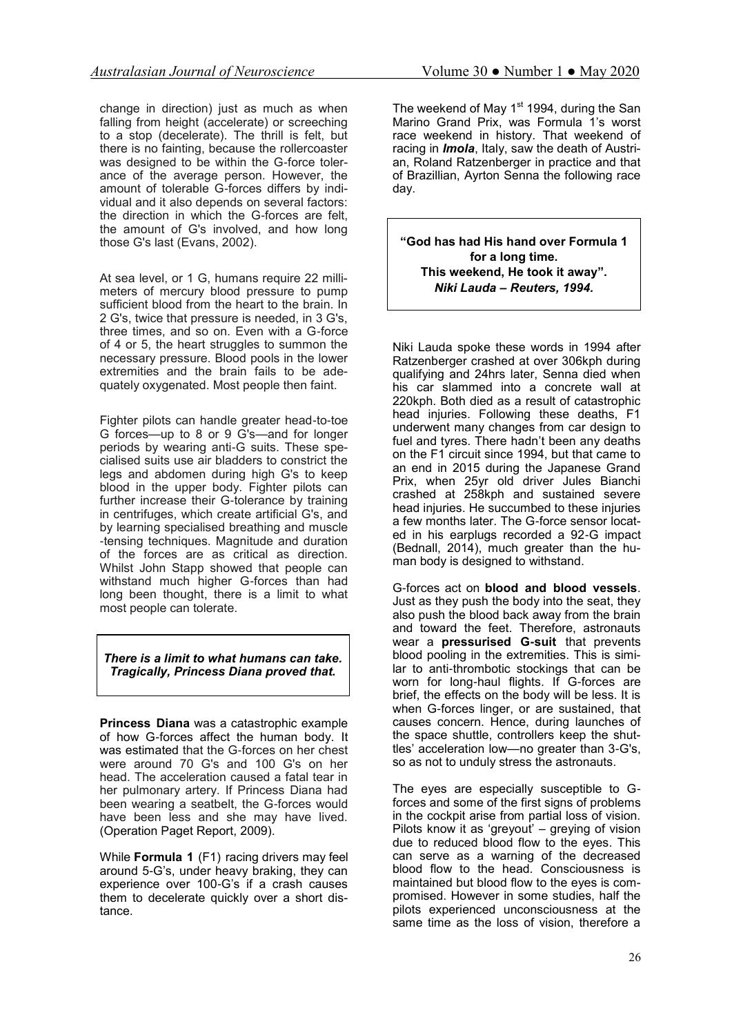change in direction) just as much as when falling from height (accelerate) or screeching to a stop (decelerate). The thrill is felt, but there is no fainting, because the rollercoaster was designed to be within the G-force tolerance of the average person. However, the amount of tolerable G-forces differs by individual and it also depends on several factors: the direction in which the G-forces are felt, the amount of G's involved, and how long those G's last (Evans, 2002).

At sea level, or 1 G, humans require 22 millimeters of mercury blood pressure to pump sufficient blood from the heart to the brain. In 2 G's, twice that pressure is needed, in 3 G's, three times, and so on. Even with a G-force of 4 or 5, the heart struggles to summon the necessary pressure. Blood pools in the lower extremities and the brain fails to be adequately oxygenated. Most people then faint.

Fighter pilots can handle greater head-to-toe G forces—up to 8 or 9 G's—and for longer periods by wearing anti-G suits. These specialised suits use air bladders to constrict the legs and abdomen during high G's to keep blood in the upper body. Fighter pilots can further increase their G-tolerance by training in centrifuges, which create artificial G's, and by learning specialised breathing and muscle-tensing techniques. Magnitude and duration of the forces are as critical as direction. Whilst John Stapp showed that people can withstand much higher G-forces than had long been thought, there is a limit to what most people can tolerate.

> ***There is a limit to what humans can take. Tragically, Princess Diana proved that.***

**Princess Diana** was a catastrophic example of how G-forces affect the human body. It was estimated that the G-forces on her chest were around 70 G's and 100 G's on her head. The acceleration caused a fatal tear in her pulmonary artery. If Princess Diana had been wearing a seatbelt, the G-forces would have been less and she may have lived. (Operation Paget Report, 2009).

While **Formula 1** (F1) racing drivers may feel around 5-G's, under heavy braking, they can experience over 100-G's if a crash causes them to decelerate quickly over a short distance.

The weekend of May 1st 1994, during the San Marino Grand Prix, was Formula 1's worst race weekend in history. That weekend of racing in ***Imola***, Italy, saw the death of Austrian, Roland Ratzenberger in practice and that of Brazillian, Ayrton Senna the following race day.

> **"God has had His hand over Formula 1 for a long time. This weekend, He took it away".**
> ***Niki Lauda – Reuters, 1994.***

Niki Lauda spoke these words in 1994 after Ratzenberger crashed at over 306kph during qualifying and 24hrs later, Senna died when his car slammed into a concrete wall at 220kph. Both died as a result of catastrophic head injuries. Following these deaths, F1 underwent many changes from car design to fuel and tyres. There hadn't been any deaths on the F1 circuit since 1994, but that came to an end in 2015 during the Japanese Grand Prix, when 25yr old driver Jules Bianchi crashed at 258kph and sustained severe head injuries. He succumbed to these injuries a few months later. The G-force sensor located in his earplugs recorded a 92-G impact (Bednall, 2014), much greater than the human body is designed to withstand.

G-forces act on **blood and blood vessels**. Just as they push the body into the seat, they also push the blood back away from the brain and toward the feet. Therefore, astronauts wear a **pressurised G-suit** that prevents blood pooling in the extremities. This is similar to anti-thrombotic stockings that can be worn for long-haul flights. If G-forces are brief, the effects on the body will be less. It is when G-forces linger, or are sustained, that causes concern. Hence, during launches of the space shuttle, controllers keep the shuttles' acceleration low—no greater than 3-G's, so as not to unduly stress the astronauts.

The eyes are especially susceptible to G-forces and some of the first signs of problems in the cockpit arise from partial loss of vision. Pilots know it as 'greyout' – greying of vision due to reduced blood flow to the eyes. This can serve as a warning of the decreased blood flow to the head. Consciousness is maintained but blood flow to the eyes is compromised. However in some studies, half the pilots experienced unconsciousness at the same time as the loss of vision, therefore a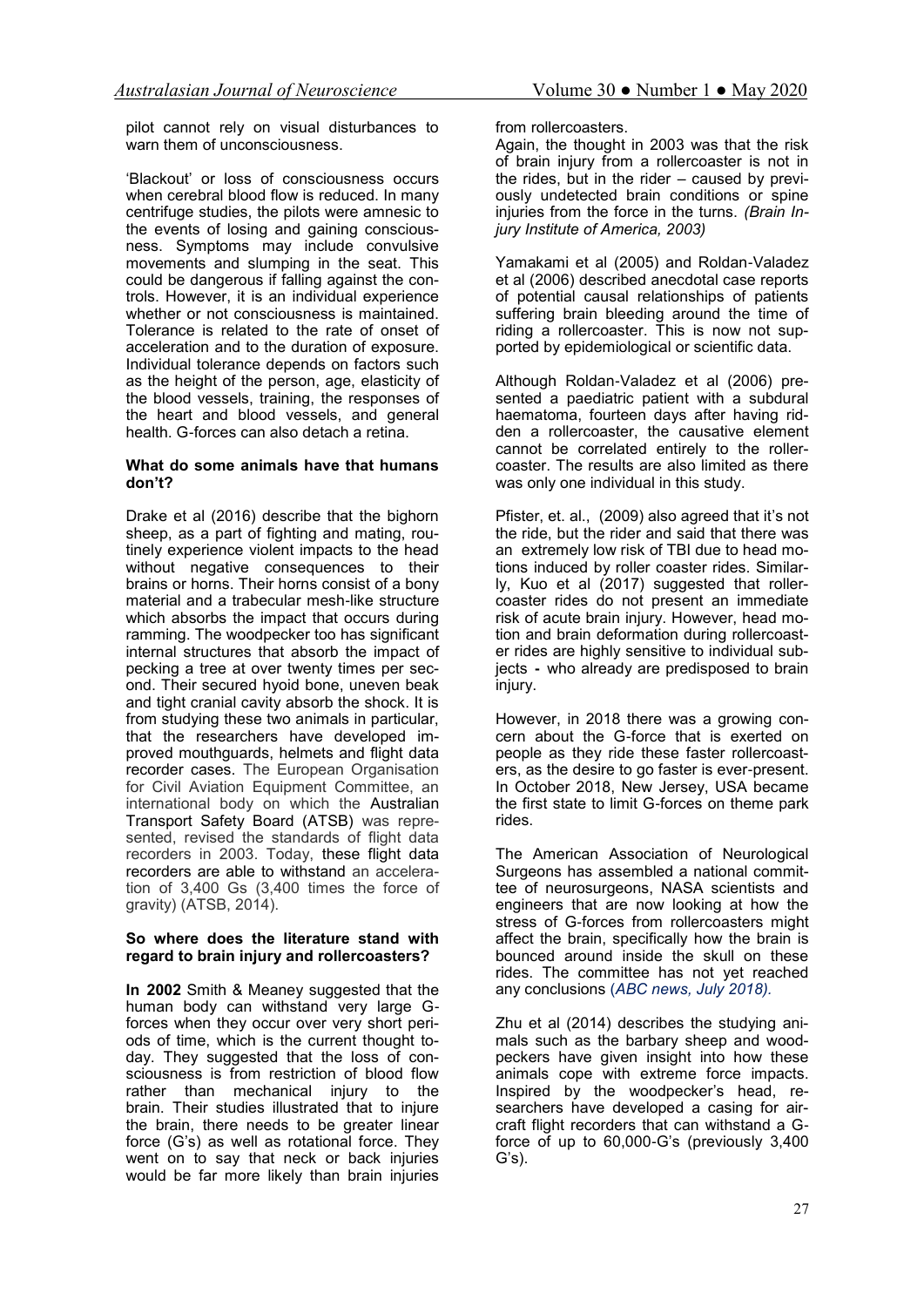pilot cannot rely on visual disturbances to warn them of unconsciousness.

'Blackout' or loss of consciousness occurs when cerebral blood flow is reduced. In many centrifuge studies, the pilots were amnesic to the events of losing and gaining consciousness. Symptoms may include convulsive movements and slumping in the seat. This could be dangerous if falling against the controls. However, it is an individual experience whether or not consciousness is maintained. Tolerance is related to the rate of onset of acceleration and to the duration of exposure. Individual tolerance depends on factors such as the height of the person, age, elasticity of the blood vessels, training, the responses of the heart and blood vessels, and general health. G-forces can also detach a retina.

**What do some animals have that humans don't?**

Drake et al (2016) describe that the bighorn sheep, as a part of fighting and mating, routinely experience violent impacts to the head without negative consequences to their brains or horns. Their horns consist of a bony material and a trabecular mesh-like structure which absorbs the impact that occurs during ramming. The woodpecker too has significant internal structures that absorb the impact of pecking a tree at over twenty times per second. Their secured hyoid bone, uneven beak and tight cranial cavity absorb the shock. It is from studying these two animals in particular, that the researchers have developed improved mouthguards, helmets and flight data recorder cases. The European Organisation for Civil Aviation Equipment Committee, an international body on which the Australian Transport Safety Board (ATSB) was represented, revised the standards of flight data recorders in 2003. Today, these flight data recorders are able to withstand an acceleration of 3,400 Gs (3,400 times the force of gravity) (ATSB, 2014).

**So where does the literature stand with regard to brain injury and rollercoasters?**

**In 2002** Smith & Meaney suggested that the human body can withstand very large G-forces when they occur over very short periods of time, which is the current thought today. They suggested that the loss of consciousness is from restriction of blood flow rather than mechanical injury to the brain. Their studies illustrated that to injure the brain, there needs to be greater linear force (G's) as well as rotational force. They went on to say that neck or back injuries would be far more likely than brain injuries from rollercoasters.

Again, the thought in 2003 was that the risk of brain injury from a rollercoaster is not in the rides, but in the rider – caused by previously undetected brain conditions or spine injuries from the force in the turns. *(Brain Injury Institute of America, 2003)*

Yamakami et al (2005) and Roldan-Valadez et al (2006) described anecdotal case reports of potential causal relationships of patients suffering brain bleeding around the time of riding a rollercoaster. This is now not supported by epidemiological or scientific data.

Although Roldan-Valadez et al (2006) presented a paediatric patient with a subdural haematoma, fourteen days after having ridden a rollercoaster, the causative element cannot be correlated entirely to the rollercoaster. The results are also limited as there was only one individual in this study.

Pfister, et. al., (2009) also agreed that it's not the ride, but the rider and said that there was an extremely low risk of TBI due to head motions induced by roller coaster rides. Similarly, Kuo et al (2017) suggested that rollercoaster rides do not present an immediate risk of acute brain injury. However, head motion and brain deformation during rollercoaster rides are highly sensitive to individual subjects - who already are predisposed to brain injury.

However, in 2018 there was a growing concern about the G-force that is exerted on people as they ride these faster rollercoasters, as the desire to go faster is ever-present. In October 2018, New Jersey, USA became the first state to limit G-forces on theme park rides.

The American Association of Neurological Surgeons has assembled a national committee of neurosurgeons, NASA scientists and engineers that are now looking at how the stress of G-forces from rollercoasters might affect the brain, specifically how the brain is bounced around inside the skull on these rides. The committee has not yet reached any conclusions (*ABC news, July 2018).*

Zhu et al (2014) describes the studying animals such as the barbary sheep and woodpeckers have given insight into how these animals cope with extreme force impacts. Inspired by the woodpecker's head, researchers have developed a casing for aircraft flight recorders that can withstand a G-force of up to 60,000-G's (previously 3,400 G's).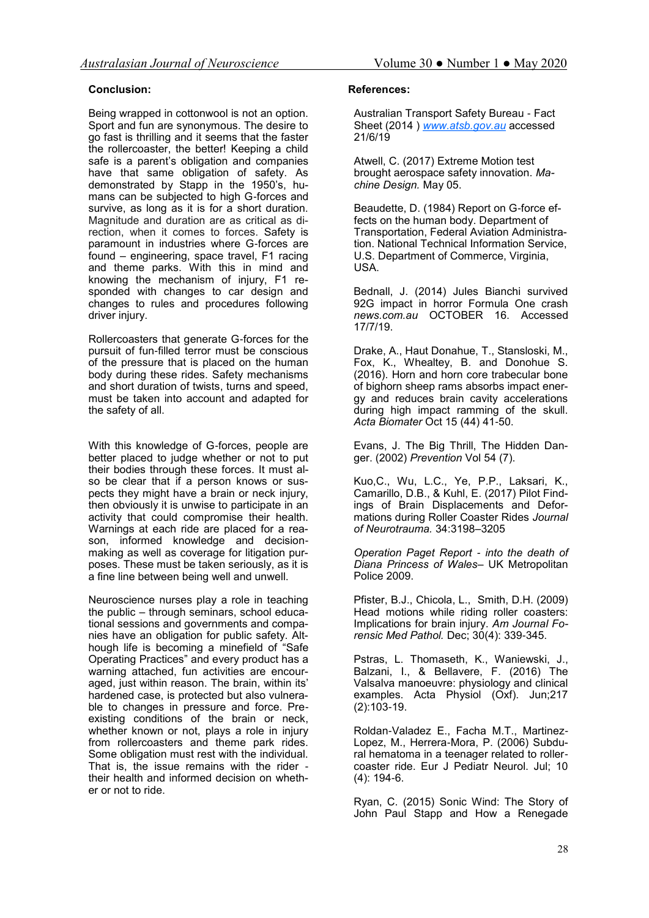## Conclusion:

Being wrapped in cottonwool is not an option. Sport and fun are synonymous. The desire to go fast is thrilling and it seems that the faster the rollercoaster, the better! Keeping a child safe is a parent's obligation and companies have that same obligation of safety. As demonstrated by Stapp in the 1950's, humans can be subjected to high G-forces and survive, as long as it is for a short duration. Magnitude and duration are as critical as direction, when it comes to forces. Safety is paramount in industries where G-forces are found – engineering, space travel, F1 racing and theme parks. With this in mind and knowing the mechanism of injury, F1 responded with changes to car design and changes to rules and procedures following driver injury.

Rollercoasters that generate G-forces for the pursuit of fun-filled terror must be conscious of the pressure that is placed on the human body during these rides. Safety mechanisms and short duration of twists, turns and speed, must be taken into account and adapted for the safety of all.

With this knowledge of G-forces, people are better placed to judge whether or not to put their bodies through these forces. It must also be clear that if a person knows or suspects they might have a brain or neck injury, then obviously it is unwise to participate in an activity that could compromise their health. Warnings at each ride are placed for a reason, informed knowledge and decision-making as well as coverage for litigation purposes. These must be taken seriously, as it is a fine line between being well and unwell.

Neuroscience nurses play a role in teaching the public – through seminars, school educational sessions and governments and companies have an obligation for public safety. Although life is becoming a minefield of "Safe Operating Practices" and every product has a warning attached, fun activities are encouraged, just within reason. The brain, within its' hardened case, is protected but also vulnerable to changes in pressure and force. Pre-existing conditions of the brain or neck, whether known or not, plays a role in injury from rollercoasters and theme park rides. Some obligation must rest with the individual. That is, the issue remains with the rider - their health and informed decision on whether or not to ride.

## References:

Australian Transport Safety Bureau - Fact Sheet (2014 ) www.atsb.gov.au accessed 21/6/19

Atwell, C. (2017) Extreme Motion test brought aerospace safety innovation. *Machine Design.* May 05.

Beaudette, D. (1984) Report on G-force effects on the human body. Department of Transportation, Federal Aviation Administration. National Technical Information Service, U.S. Department of Commerce, Virginia, USA.

Bednall, J. (2014) Jules Bianchi survived 92G impact in horror Formula One crash *news.com.au* OCTOBER 16. Accessed 17/7/19.

Drake, A., Haut Donahue, T., Stansloski, M., Fox, K., Whealtey, B. and Donohue S. (2016). Horn and horn core trabecular bone of bighorn sheep rams absorbs impact energy and reduces brain cavity accelerations during high impact ramming of the skull. *Acta Biomater* Oct 15 (44) 41-50.

Evans, J. The Big Thrill, The Hidden Danger. (2002) *Prevention* Vol 54 (7).

Kuo,C., Wu, L.C., Ye, P.P., Laksari, K., Camarillo, D.B., & Kuhl, E. (2017) Pilot Findings of Brain Displacements and Deformations during Roller Coaster Rides *Journal of Neurotrauma.* 34:3198–3205

*Operation Paget Report - into the death of Diana Princess of Wales*– UK Metropolitan Police 2009.

Pfister, B.J., Chicola, L., Smith, D.H. (2009) Head motions while riding roller coasters: Implications for brain injury. *Am Journal Forensic Med Pathol.* Dec; 30(4): 339-345.

Pstras, L. Thomaseth, K., Waniewski, J., Balzani, I., & Bellavere, F. (2016) The Valsalva manoeuvre: physiology and clinical examples. Acta Physiol (Oxf). Jun;217 (2):103-19.

Roldan-Valadez E., Facha M.T., Martinez-Lopez, M., Herrera-Mora, P. (2006) Subdural hematoma in a teenager related to roller-coaster ride. Eur J Pediatr Neurol. Jul; 10 (4): 194-6.

Ryan, C. (2015) Sonic Wind: The Story of John Paul Stapp and How a Renegade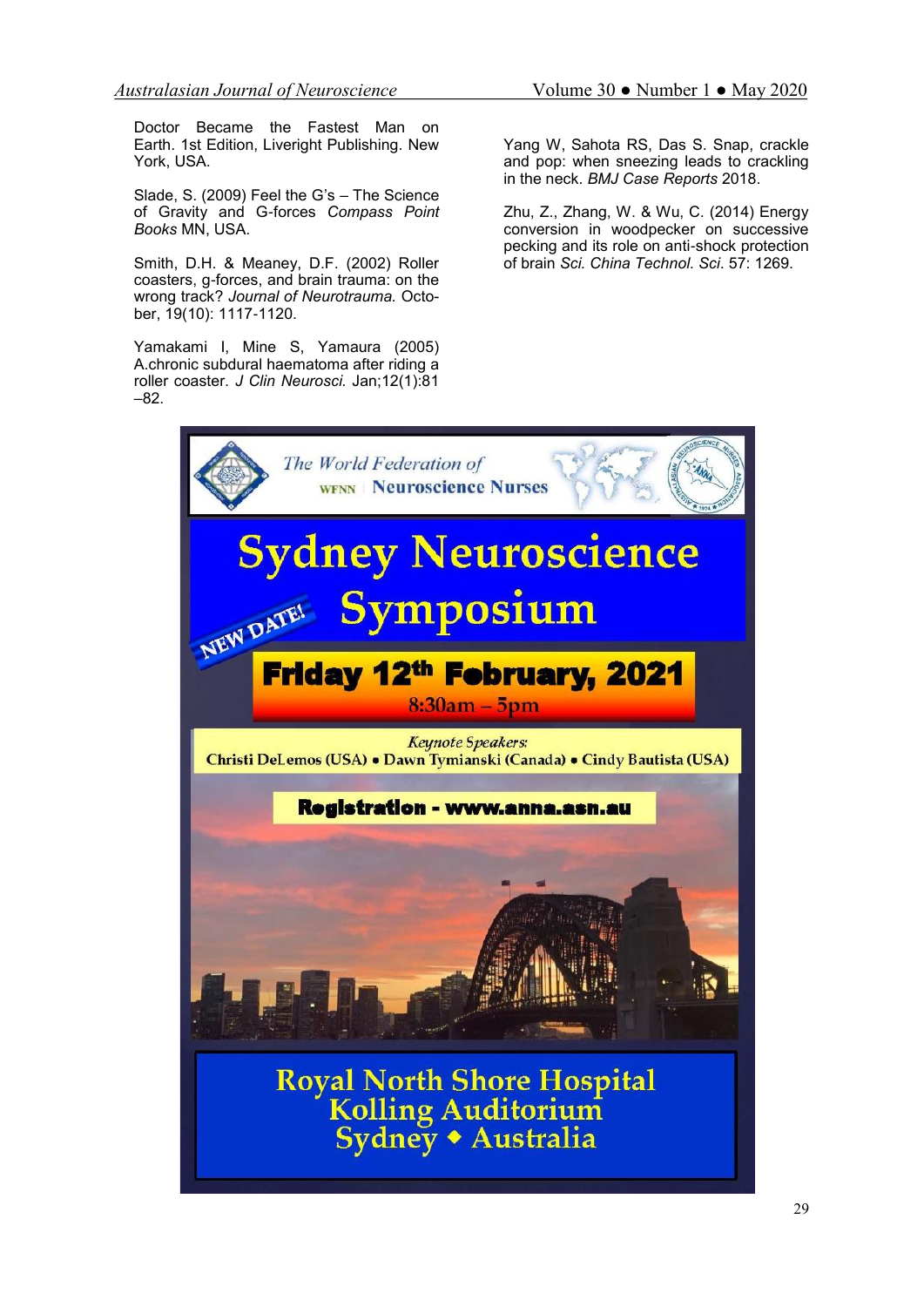Doctor Became the Fastest Man on Earth. 1st Edition, Liveright Publishing. New York, USA.

Slade, S. (2009) Feel the G's – The Science of Gravity and G-forces *Compass Point Books* MN, USA.

Smith, D.H. & Meaney, D.F. (2002) Roller coasters, g-forces, and brain trauma: on the wrong track? *Journal of Neurotrauma.* October, 19(10): 1117-1120.

Yamakami I, Mine S, Yamaura (2005) A.chronic subdural haematoma after riding a roller coaster. *J Clin Neurosci.* Jan;12(1):81–82.

Yang W, Sahota RS, Das S. Snap, crackle and pop: when sneezing leads to crackling in the neck. *BMJ Case Reports* 2018.

Zhu, Z., Zhang, W. & Wu, C. (2014) Energy conversion in woodpecker on successive pecking and its role on anti-shock protection of brain *Sci. China Technol. Sci.* 57: 1269.

The World Federation of WFNN Neuroscience Nurses

# Sydney Neuroscience Symposium

NEW DATE!

**Friday 12th February, 2021**

8:30am – 5pm

*Keynote Speakers:*
Christi DeLemos (USA) • Dawn Tymianski (Canada) • Cindy Bautista (USA)

**Registration - www.anna.asn.au**

Royal North Shore Hospital
Kolling Auditorium
Sydney • Australia